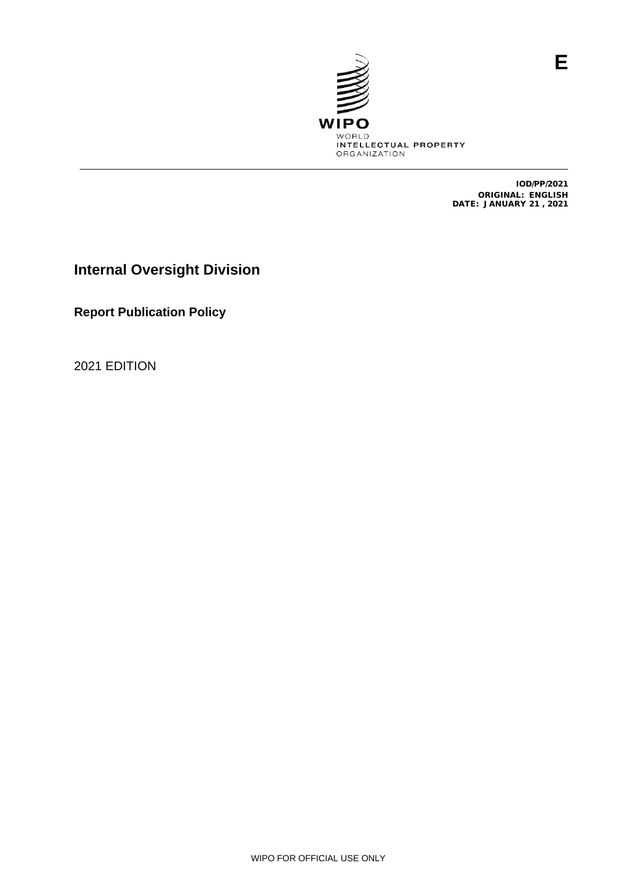E

WIPO
WORLD
INTELLECTUAL PROPERTY
ORGANIZATION

**IOD/PP/2021**
**ORIGINAL: ENGLISH**
**DATE: JANUARY 21 , 2021**

# Internal Oversight Division

## Report Publication Policy

2021 EDITION

WIPO FOR OFFICIAL USE ONLY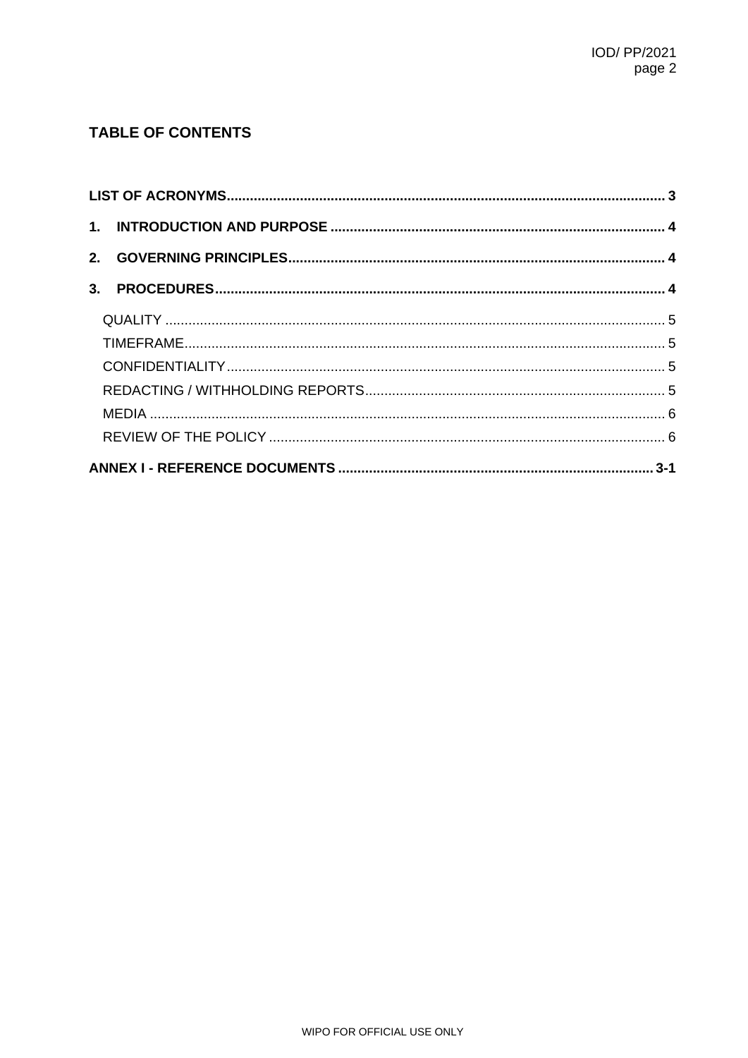## TABLE OF CONTENTS

**LIST OF ACRONYMS** ........................................ 3

**1. INTRODUCTION AND PURPOSE** ........................................ 4

**2. GOVERNING PRINCIPLES** ........................................ 4

**3. PROCEDURES** ........................................ 4

- QUALITY ........................................ 5
- TIMEFRAME ........................................ 5
- CONFIDENTIALITY ........................................ 5
- REDACTING / WITHHOLDING REPORTS ........................................ 5
- MEDIA ........................................ 6
- REVIEW OF THE POLICY ........................................ 6

**ANNEX I - REFERENCE DOCUMENTS** ........................................ 3-1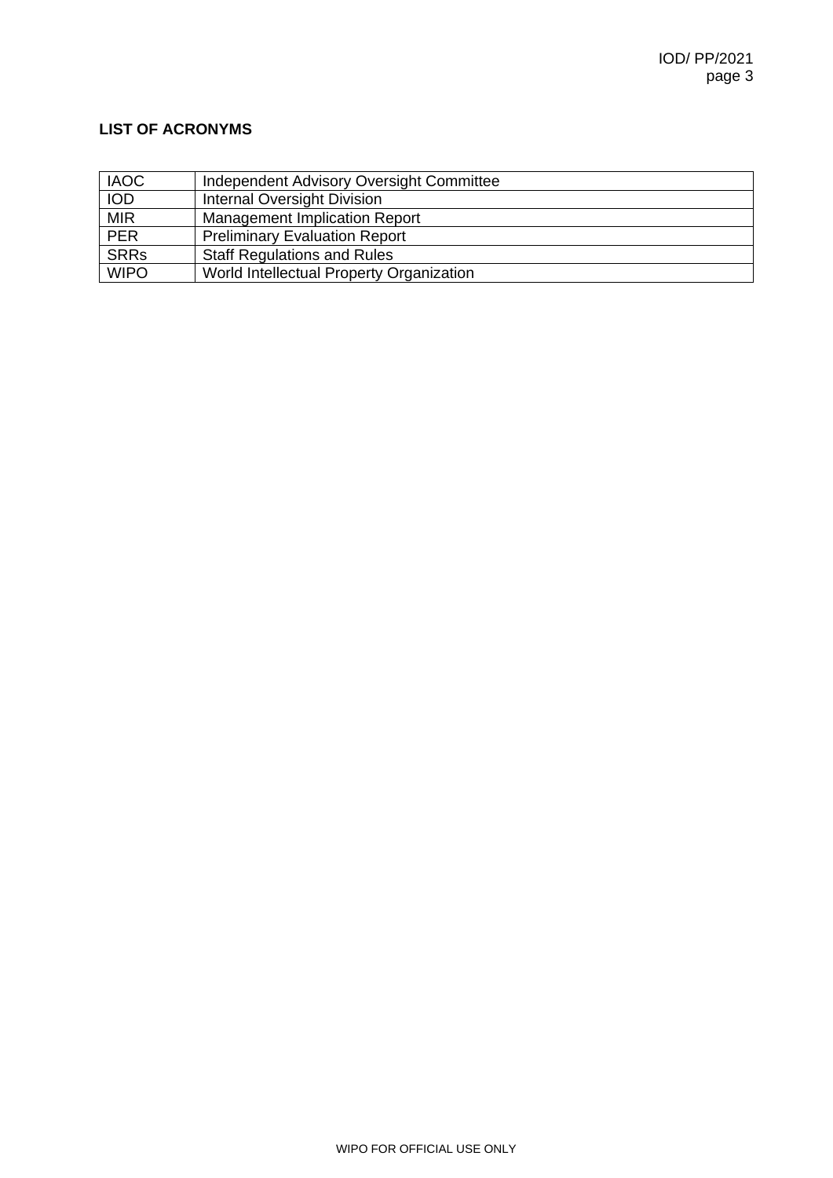**LIST OF ACRONYMS**

| | |
|---|---|
| IAOC | Independent Advisory Oversight Committee |
| IOD | Internal Oversight Division |
| MIR | Management Implication Report |
| PER | Preliminary Evaluation Report |
| SRRs | Staff Regulations and Rules |
| WIPO | World Intellectual Property Organization |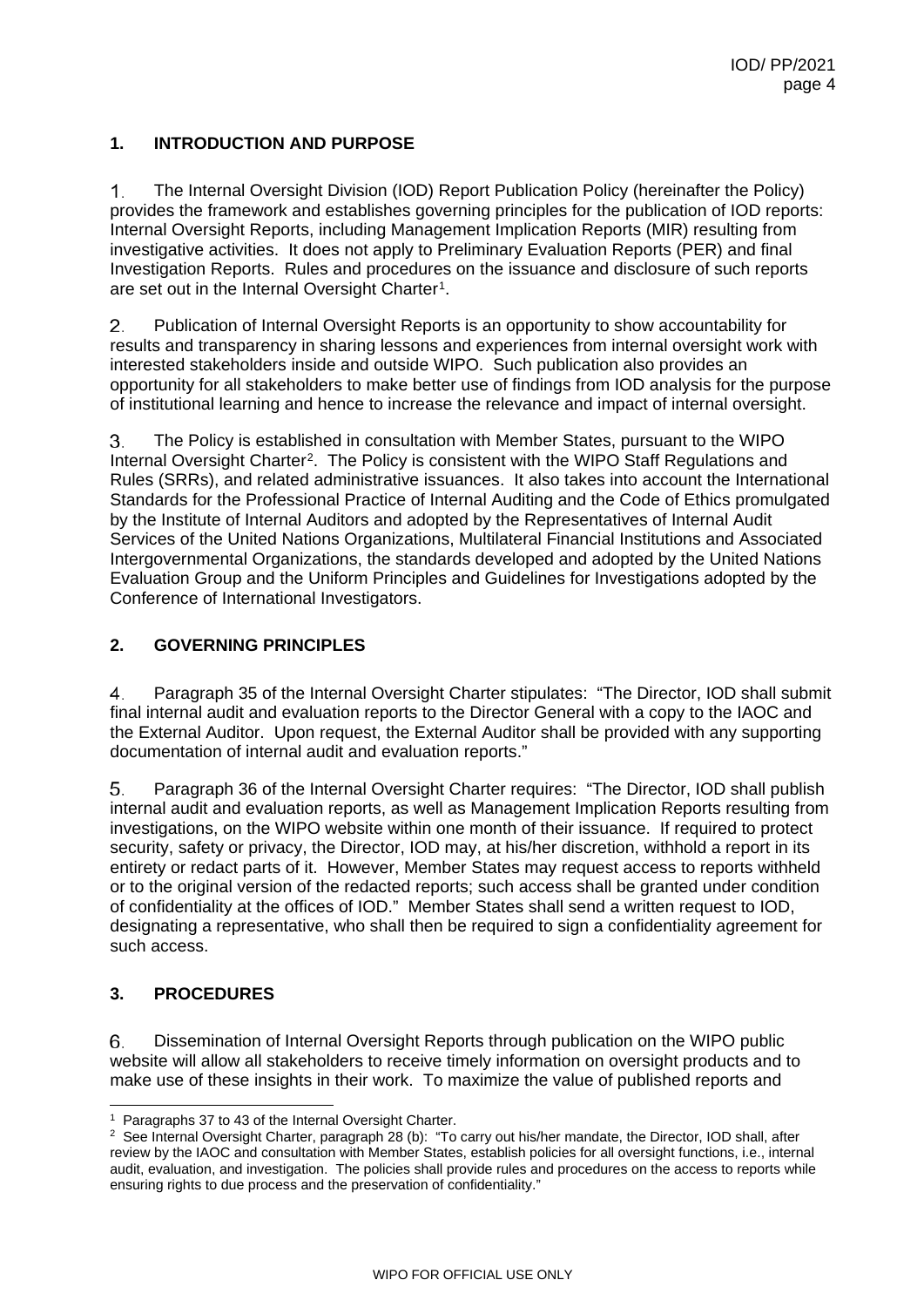## 1. INTRODUCTION AND PURPOSE

1. The Internal Oversight Division (IOD) Report Publication Policy (hereinafter the Policy) provides the framework and establishes governing principles for the publication of IOD reports: Internal Oversight Reports, including Management Implication Reports (MIR) resulting from investigative activities. It does not apply to Preliminary Evaluation Reports (PER) and final Investigation Reports. Rules and procedures on the issuance and disclosure of such reports are set out in the Internal Oversight Charter[1].

2. Publication of Internal Oversight Reports is an opportunity to show accountability for results and transparency in sharing lessons and experiences from internal oversight work with interested stakeholders inside and outside WIPO. Such publication also provides an opportunity for all stakeholders to make better use of findings from IOD analysis for the purpose of institutional learning and hence to increase the relevance and impact of internal oversight.

3. The Policy is established in consultation with Member States, pursuant to the WIPO Internal Oversight Charter[2]. The Policy is consistent with the WIPO Staff Regulations and Rules (SRRs), and related administrative issuances. It also takes into account the International Standards for the Professional Practice of Internal Auditing and the Code of Ethics promulgated by the Institute of Internal Auditors and adopted by the Representatives of Internal Audit Services of the United Nations Organizations, Multilateral Financial Institutions and Associated Intergovernmental Organizations, the standards developed and adopted by the United Nations Evaluation Group and the Uniform Principles and Guidelines for Investigations adopted by the Conference of International Investigators.

## 2. GOVERNING PRINCIPLES

4. Paragraph 35 of the Internal Oversight Charter stipulates: "The Director, IOD shall submit final internal audit and evaluation reports to the Director General with a copy to the IAOC and the External Auditor. Upon request, the External Auditor shall be provided with any supporting documentation of internal audit and evaluation reports."

5. Paragraph 36 of the Internal Oversight Charter requires: "The Director, IOD shall publish internal audit and evaluation reports, as well as Management Implication Reports resulting from investigations, on the WIPO website within one month of their issuance. If required to protect security, safety or privacy, the Director, IOD may, at his/her discretion, withhold a report in its entirety or redact parts of it. However, Member States may request access to reports withheld or to the original version of the redacted reports; such access shall be granted under condition of confidentiality at the offices of IOD." Member States shall send a written request to IOD, designating a representative, who shall then be required to sign a confidentiality agreement for such access.

## 3. PROCEDURES

6. Dissemination of Internal Oversight Reports through publication on the WIPO public website will allow all stakeholders to receive timely information on oversight products and to make use of these insights in their work. To maximize the value of published reports and

---

[1] Paragraphs 37 to 43 of the Internal Oversight Charter.

[2] See Internal Oversight Charter, paragraph 28 (b): "To carry out his/her mandate, the Director, IOD shall, after review by the IAOC and consultation with Member States, establish policies for all oversight functions, i.e., internal audit, evaluation, and investigation. The policies shall provide rules and procedures on the access to reports while ensuring rights to due process and the preservation of confidentiality."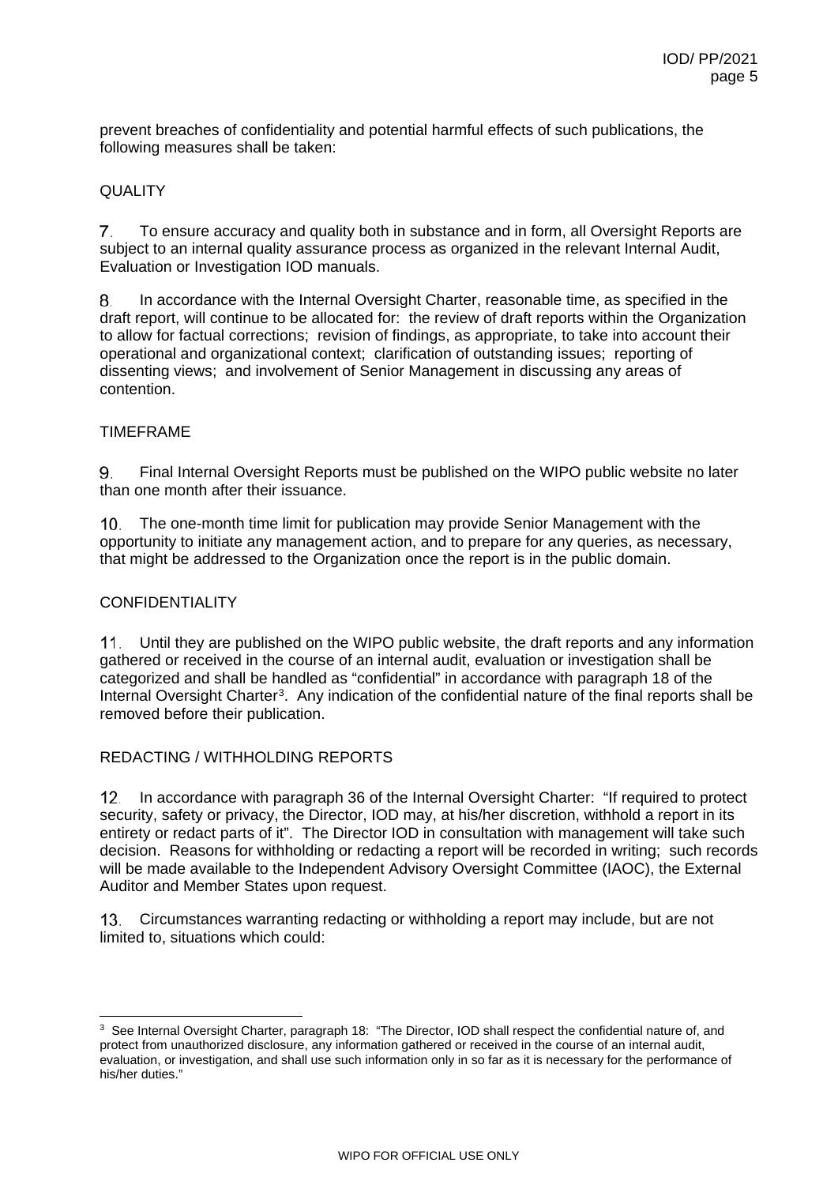prevent breaches of confidentiality and potential harmful effects of such publications, the following measures shall be taken:

QUALITY

7. To ensure accuracy and quality both in substance and in form, all Oversight Reports are subject to an internal quality assurance process as organized in the relevant Internal Audit, Evaluation or Investigation IOD manuals.

8. In accordance with the Internal Oversight Charter, reasonable time, as specified in the draft report, will continue to be allocated for: the review of draft reports within the Organization to allow for factual corrections; revision of findings, as appropriate, to take into account their operational and organizational context; clarification of outstanding issues; reporting of dissenting views; and involvement of Senior Management in discussing any areas of contention.

TIMEFRAME

9. Final Internal Oversight Reports must be published on the WIPO public website no later than one month after their issuance.

10. The one-month time limit for publication may provide Senior Management with the opportunity to initiate any management action, and to prepare for any queries, as necessary, that might be addressed to the Organization once the report is in the public domain.

CONFIDENTIALITY

11. Until they are published on the WIPO public website, the draft reports and any information gathered or received in the course of an internal audit, evaluation or investigation shall be categorized and shall be handled as "confidential" in accordance with paragraph 18 of the Internal Oversight Charter[3]. Any indication of the confidential nature of the final reports shall be removed before their publication.

REDACTING / WITHHOLDING REPORTS

12. In accordance with paragraph 36 of the Internal Oversight Charter: "If required to protect security, safety or privacy, the Director, IOD may, at his/her discretion, withhold a report in its entirety or redact parts of it". The Director IOD in consultation with management will take such decision. Reasons for withholding or redacting a report will be recorded in writing; such records will be made available to the Independent Advisory Oversight Committee (IAOC), the External Auditor and Member States upon request.

13. Circumstances warranting redacting or withholding a report may include, but are not limited to, situations which could:

---

[3] See Internal Oversight Charter, paragraph 18: "The Director, IOD shall respect the confidential nature of, and protect from unauthorized disclosure, any information gathered or received in the course of an internal audit, evaluation, or investigation, and shall use such information only in so far as it is necessary for the performance of his/her duties."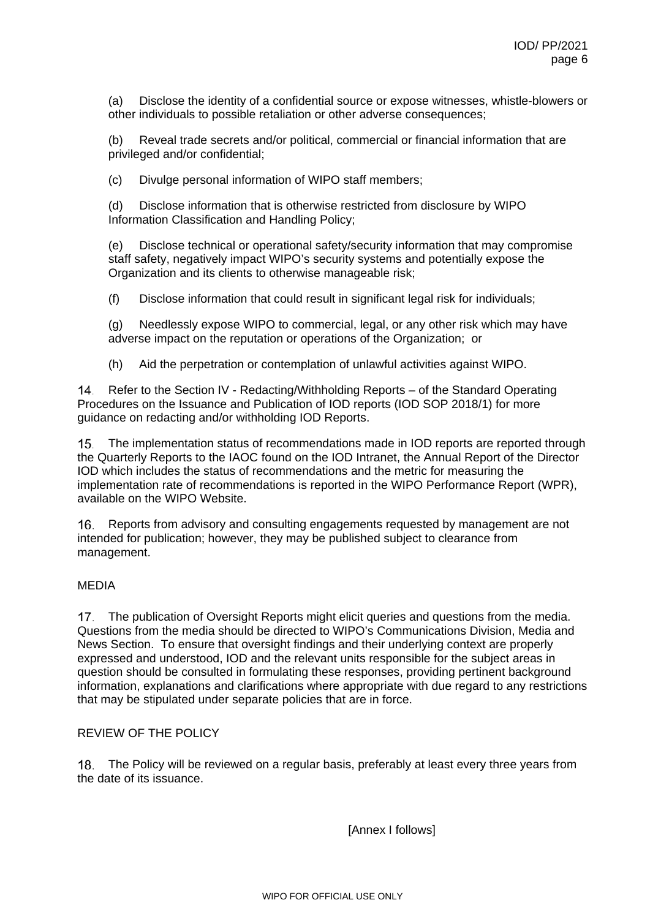(a) Disclose the identity of a confidential source or expose witnesses, whistle-blowers or other individuals to possible retaliation or other adverse consequences;

(b) Reveal trade secrets and/or political, commercial or financial information that are privileged and/or confidential;

(c) Divulge personal information of WIPO staff members;

(d) Disclose information that is otherwise restricted from disclosure by WIPO Information Classification and Handling Policy;

(e) Disclose technical or operational safety/security information that may compromise staff safety, negatively impact WIPO's security systems and potentially expose the Organization and its clients to otherwise manageable risk;

(f) Disclose information that could result in significant legal risk for individuals;

(g) Needlessly expose WIPO to commercial, legal, or any other risk which may have adverse impact on the reputation or operations of the Organization; or

(h) Aid the perpetration or contemplation of unlawful activities against WIPO.

14. Refer to the Section IV - Redacting/Withholding Reports – of the Standard Operating Procedures on the Issuance and Publication of IOD reports (IOD SOP 2018/1) for more guidance on redacting and/or withholding IOD Reports.

15. The implementation status of recommendations made in IOD reports are reported through the Quarterly Reports to the IAOC found on the IOD Intranet, the Annual Report of the Director IOD which includes the status of recommendations and the metric for measuring the implementation rate of recommendations is reported in the WIPO Performance Report (WPR), available on the WIPO Website.

16. Reports from advisory and consulting engagements requested by management are not intended for publication; however, they may be published subject to clearance from management.

## MEDIA

17. The publication of Oversight Reports might elicit queries and questions from the media. Questions from the media should be directed to WIPO's Communications Division, Media and News Section. To ensure that oversight findings and their underlying context are properly expressed and understood, IOD and the relevant units responsible for the subject areas in question should be consulted in formulating these responses, providing pertinent background information, explanations and clarifications where appropriate with due regard to any restrictions that may be stipulated under separate policies that are in force.

## REVIEW OF THE POLICY

18. The Policy will be reviewed on a regular basis, preferably at least every three years from the date of its issuance.

[Annex I follows]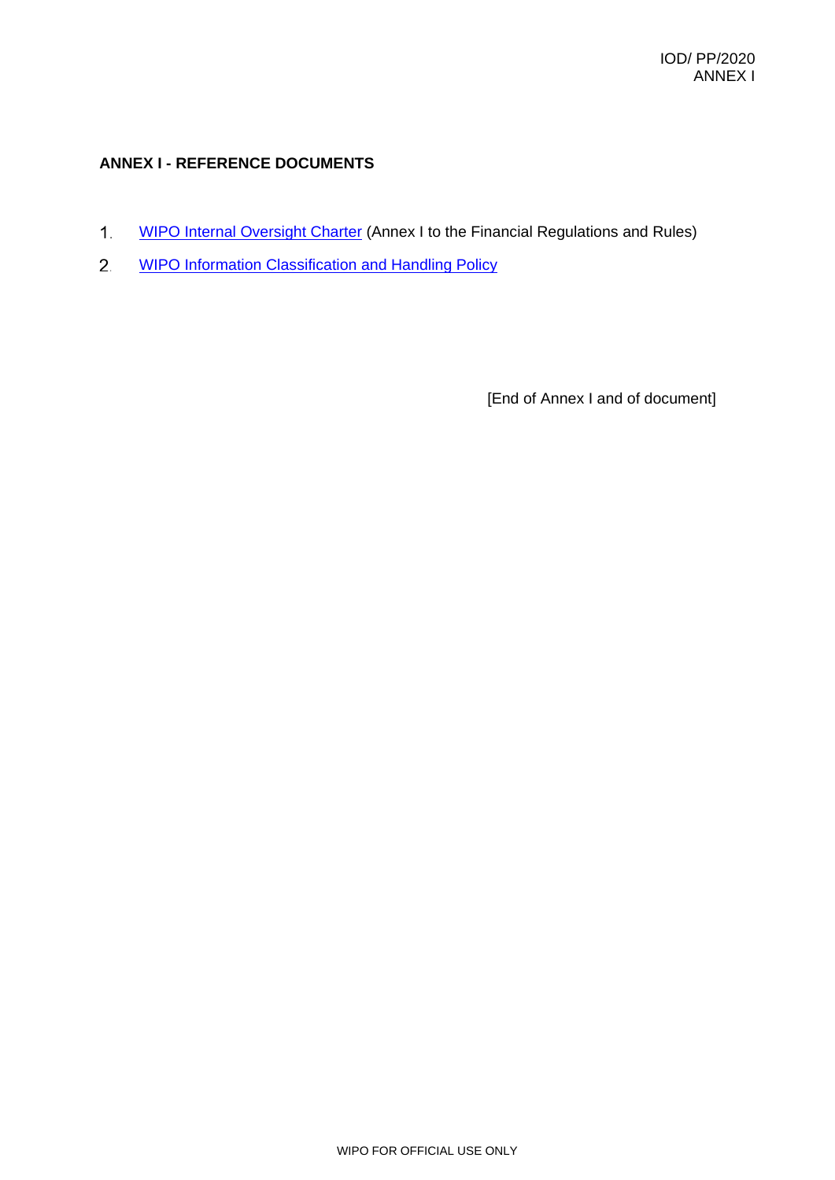## ANNEX I - REFERENCE DOCUMENTS

1. WIPO Internal Oversight Charter (Annex I to the Financial Regulations and Rules)
2. WIPO Information Classification and Handling Policy

[End of Annex I and of document]